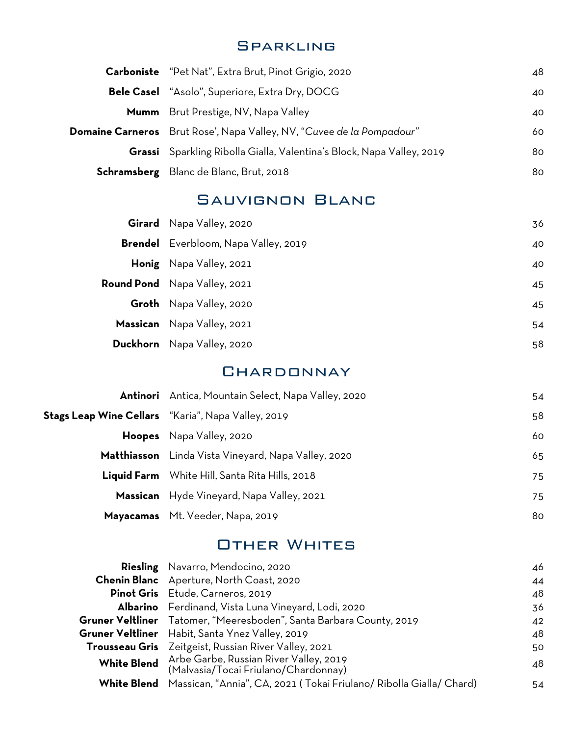## Sparkling

| | | |
|---|---|---|
| **Carboniste** | "Pet Nat", Extra Brut, Pinot Grigio, 2020 | 48 |
| **Bele Casel** | "Asolo", Superiore, Extra Dry, DOCG | 40 |
| **Mumm** | Brut Prestige, NV, Napa Valley | 40 |
| **Domaine Carneros** | Brut Rose', Napa Valley, NV, "*Cuvee de la Pompadour*" | 60 |
| **Grassi** | Sparkling Ribolla Gialla, Valentina's Block, Napa Valley, 2019 | 80 |
| **Schramsberg** | Blanc de Blanc, Brut, 2018 | 80 |

## Sauvignon Blanc

| | | |
|---|---|---|
| **Girard** | Napa Valley, 2020 | 36 |
| **Brendel** | Everbloom, Napa Valley, 2019 | 40 |
| **Honig** | Napa Valley, 2021 | 40 |
| **Round Pond** | Napa Valley, 2021 | 45 |
| **Groth** | Napa Valley, 2020 | 45 |
| **Massican** | Napa Valley, 2021 | 54 |
| **Duckhorn** | Napa Valley, 2020 | 58 |

## Chardonnay

| | | |
|---|---|---|
| **Antinori** | Antica, Mountain Select, Napa Valley, 2020 | 54 |
| **Stags Leap Wine Cellars** | "Karia", Napa Valley, 2019 | 58 |
| **Hoopes** | Napa Valley, 2020 | 60 |
| **Matthiasson** | Linda Vista Vineyard, Napa Valley, 2020 | 65 |
| **Liquid Farm** | White Hill, Santa Rita Hills, 2018 | 75 |
| **Massican** | Hyde Vineyard, Napa Valley, 2021 | 75 |
| **Mayacamas** | Mt. Veeder, Napa, 2019 | 80 |

## Other Whites

| | | |
|---|---|---|
| **Riesling** | Navarro, Mendocino, 2020 | 46 |
| **Chenin Blanc** | Aperture, North Coast, 2020 | 44 |
| **Pinot Gris** | Etude, Carneros, 2019 | 48 |
| **Albarino** | Ferdinand, Vista Luna Vineyard, Lodi, 2020 | 36 |
| **Gruner Veltliner** | Tatomer, "Meeresboden", Santa Barbara County, 2019 | 42 |
| **Gruner Veltliner** | Habit, Santa Ynez Valley, 2019 | 48 |
| **Trousseau Gris** | Zeitgeist, Russian River Valley, 2021 | 50 |
| **White Blend** | Arbe Garbe, Russian River Valley, 2019 (Malvasia/Tocai Friulano/Chardonnay) | 48 |
| **White Blend** | Massican, "Annia", CA, 2021 ( Tokai Friulano/ Ribolla Gialla/ Chard) | 54 |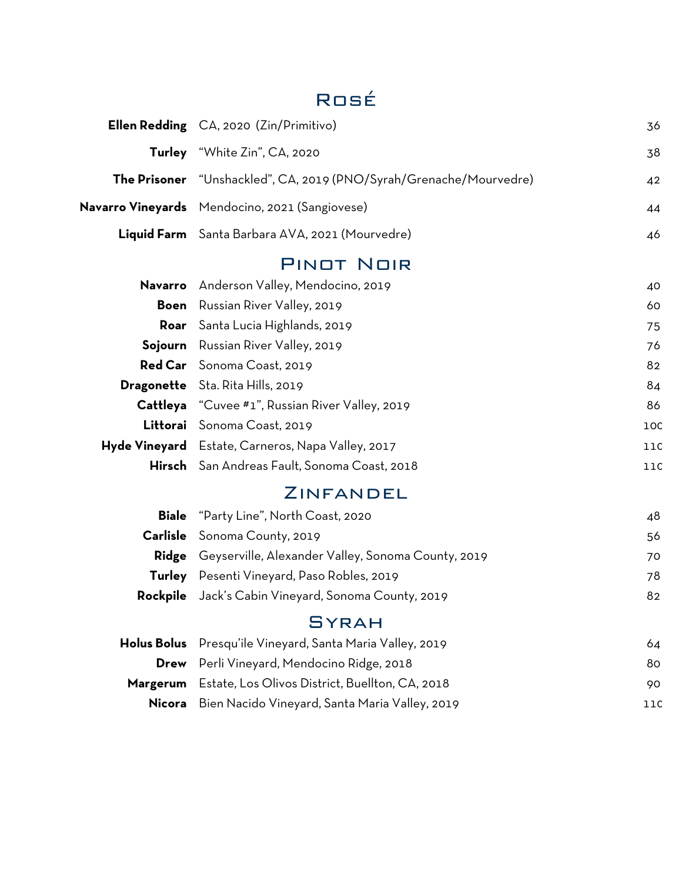## Rosé

| | | |
|---|---|---|
| **Ellen Redding** | CA, 2020 (Zin/Primitivo) | 36 |
| **Turley** | "White Zin", CA, 2020 | 38 |
| **The Prisoner** | "Unshackled", CA, 2019 (PNO/Syrah/Grenache/Mourvedre) | 42 |
| **Navarro Vineyards** | Mendocino, 2021 (Sangiovese) | 44 |
| **Liquid Farm** | Santa Barbara AVA, 2021 (Mourvedre) | 46 |

## Pinot Noir

| | | |
|---|---|---|
| **Navarro** | Anderson Valley, Mendocino, 2019 | 40 |
| **Boen** | Russian River Valley, 2019 | 60 |
| **Roar** | Santa Lucia Highlands, 2019 | 75 |
| **Sojourn** | Russian River Valley, 2019 | 76 |
| **Red Car** | Sonoma Coast, 2019 | 82 |
| **Dragonette** | Sta. Rita Hills, 2019 | 84 |
| **Cattleya** | "Cuvee #1", Russian River Valley, 2019 | 86 |
| **Littorai** | Sonoma Coast, 2019 | 100 |
| **Hyde Vineyard** | Estate, Carneros, Napa Valley, 2017 | 110 |
| **Hirsch** | San Andreas Fault, Sonoma Coast, 2018 | 110 |

## Zinfandel

| | | |
|---|---|---|
| **Biale** | "Party Line", North Coast, 2020 | 48 |
| **Carlisle** | Sonoma County, 2019 | 56 |
| **Ridge** | Geyserville, Alexander Valley, Sonoma County, 2019 | 70 |
| **Turley** | Pesenti Vineyard, Paso Robles, 2019 | 78 |
| **Rockpile** | Jack's Cabin Vineyard, Sonoma County, 2019 | 82 |

## Syrah

| | | |
|---|---|---|
| **Holus Bolus** | Presqu'ile Vineyard, Santa Maria Valley, 2019 | 64 |
| **Drew** | Perli Vineyard, Mendocino Ridge, 2018 | 80 |
| **Margerum** | Estate, Los Olivos District, Buellton, CA, 2018 | 90 |
| **Nicora** | Bien Nacido Vineyard, Santa Maria Valley, 2019 | 110 |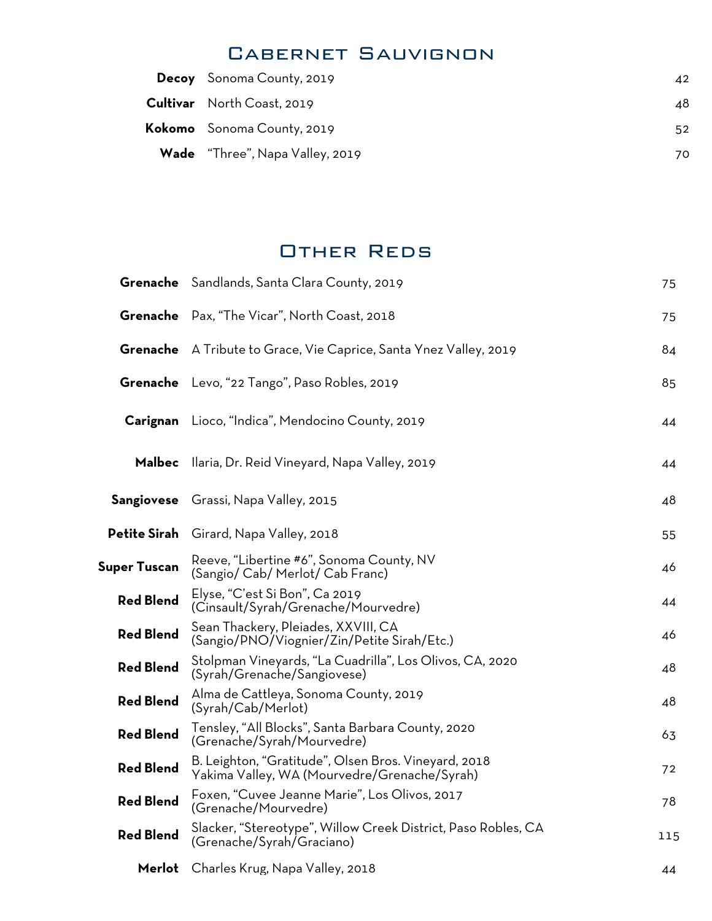## Cabernet Sauvignon

| | | |
|---|---|---|
| **Decoy** | Sonoma County, 2019 | 42 |
| **Cultivar** | North Coast, 2019 | 48 |
| **Kokomo** | Sonoma County, 2019 | 52 |
| **Wade** | "Three", Napa Valley, 2019 | 70 |

## Other Reds

| | | |
|---|---|---|
| **Grenache** | Sandlands, Santa Clara County, 2019 | 75 |
| **Grenache** | Pax, "The Vicar", North Coast, 2018 | 75 |
| **Grenache** | A Tribute to Grace, Vie Caprice, Santa Ynez Valley, 2019 | 84 |
| **Grenache** | Levo, "22 Tango", Paso Robles, 2019 | 85 |
| **Carignan** | Lioco, "Indica", Mendocino County, 2019 | 44 |
| **Malbec** | Ilaria, Dr. Reid Vineyard, Napa Valley, 2019 | 44 |
| **Sangiovese** | Grassi, Napa Valley, 2015 | 48 |
| **Petite Sirah** | Girard, Napa Valley, 2018 | 55 |
| **Super Tuscan** | Reeve, "Libertine #6", Sonoma County, NV (Sangio/ Cab/ Merlot/ Cab Franc) | 46 |
| **Red Blend** | Elyse, "C'est Si Bon", Ca 2019 (Cinsault/Syrah/Grenache/Mourvedre) | 44 |
| **Red Blend** | Sean Thackery, Pleiades, XXVIII, CA (Sangio/PNO/Viognier/Zin/Petite Sirah/Etc.) | 46 |
| **Red Blend** | Stolpman Vineyards, "La Cuadrilla", Los Olivos, CA, 2020 (Syrah/Grenache/Sangiovese) | 48 |
| **Red Blend** | Alma de Cattleya, Sonoma County, 2019 (Syrah/Cab/Merlot) | 48 |
| **Red Blend** | Tensley, "All Blocks", Santa Barbara County, 2020 (Grenache/Syrah/Mourvedre) | 63 |
| **Red Blend** | B. Leighton, "Gratitude", Olsen Bros. Vineyard, 2018 Yakima Valley, WA (Mourvedre/Grenache/Syrah) | 72 |
| **Red Blend** | Foxen, "Cuvee Jeanne Marie", Los Olivos, 2017 (Grenache/Mourvedre) | 78 |
| **Red Blend** | Slacker, "Stereotype", Willow Creek District, Paso Robles, CA (Grenache/Syrah/Graciano) | 115 |
| **Merlot** | Charles Krug, Napa Valley, 2018 | 44 |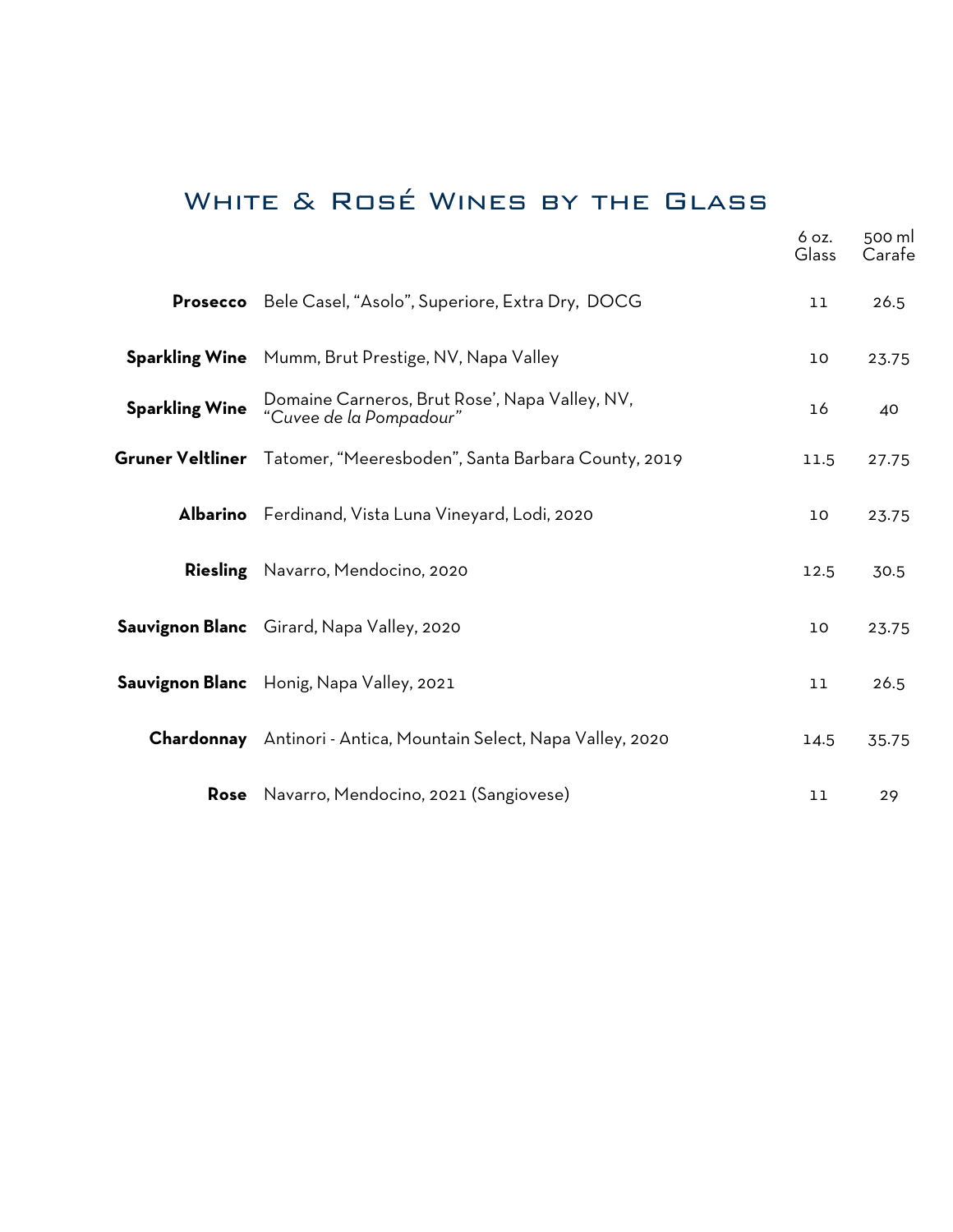# White & Rosé Wines by the Glass

| | | 6 oz. Glass | 500 ml Carafe |
|---|---|---|---|
| **Prosecco** | Bele Casel, "Asolo", Superiore, Extra Dry, DOCG | 11 | 26.5 |
| **Sparkling Wine** | Mumm, Brut Prestige, NV, Napa Valley | 10 | 23.75 |
| **Sparkling Wine** | Domaine Carneros, Brut Rose', Napa Valley, NV, *"Cuvee de la Pompadour"* | 16 | 40 |
| **Gruner Veltliner** | Tatomer, "Meeresboden", Santa Barbara County, 2019 | 11.5 | 27.75 |
| **Albarino** | Ferdinand, Vista Luna Vineyard, Lodi, 2020 | 10 | 23.75 |
| **Riesling** | Navarro, Mendocino, 2020 | 12.5 | 30.5 |
| **Sauvignon Blanc** | Girard, Napa Valley, 2020 | 10 | 23.75 |
| **Sauvignon Blanc** | Honig, Napa Valley, 2021 | 11 | 26.5 |
| **Chardonnay** | Antinori - Antica, Mountain Select, Napa Valley, 2020 | 14.5 | 35.75 |
| **Rose** | Navarro, Mendocino, 2021 (Sangiovese) | 11 | 29 |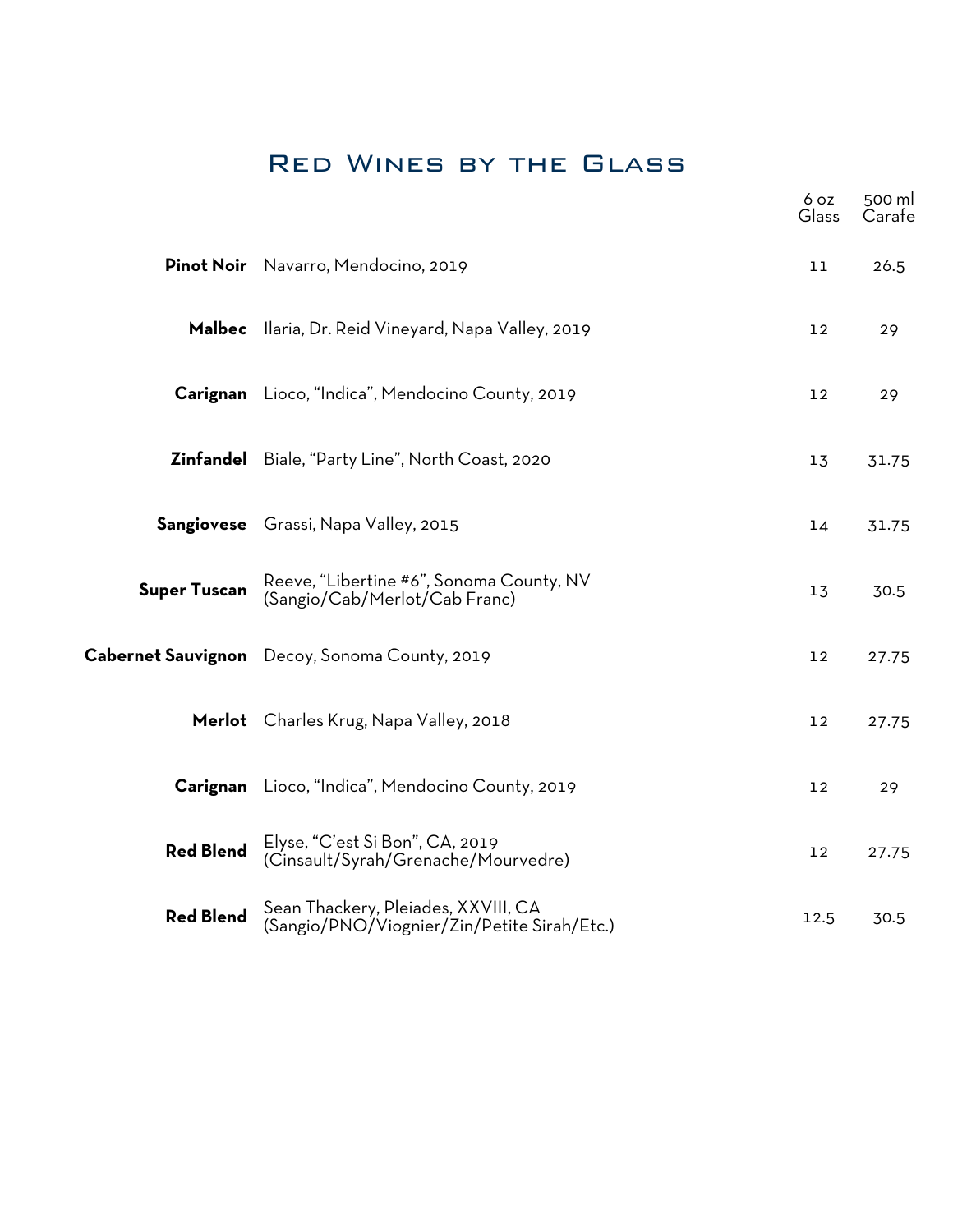# Red Wines by the Glass

| | | 6 oz Glass | 500 ml Carafe |
|---|---|---|---|
| **Pinot Noir** | Navarro, Mendocino, 2019 | 11 | 26.5 |
| **Malbec** | Ilaria, Dr. Reid Vineyard, Napa Valley, 2019 | 12 | 29 |
| **Carignan** | Lioco, "Indica", Mendocino County, 2019 | 12 | 29 |
| **Zinfandel** | Biale, "Party Line", North Coast, 2020 | 13 | 31.75 |
| **Sangiovese** | Grassi, Napa Valley, 2015 | 14 | 31.75 |
| **Super Tuscan** | Reeve, "Libertine #6", Sonoma County, NV (Sangio/Cab/Merlot/Cab Franc) | 13 | 30.5 |
| **Cabernet Sauvignon** | Decoy, Sonoma County, 2019 | 12 | 27.75 |
| **Merlot** | Charles Krug, Napa Valley, 2018 | 12 | 27.75 |
| **Carignan** | Lioco, "Indica", Mendocino County, 2019 | 12 | 29 |
| **Red Blend** | Elyse, "C'est Si Bon", CA, 2019 (Cinsault/Syrah/Grenache/Mourvedre) | 12 | 27.75 |
| **Red Blend** | Sean Thackery, Pleiades, XXVIII, CA (Sangio/PNO/Viognier/Zin/Petite Sirah/Etc.) | 12.5 | 30.5 |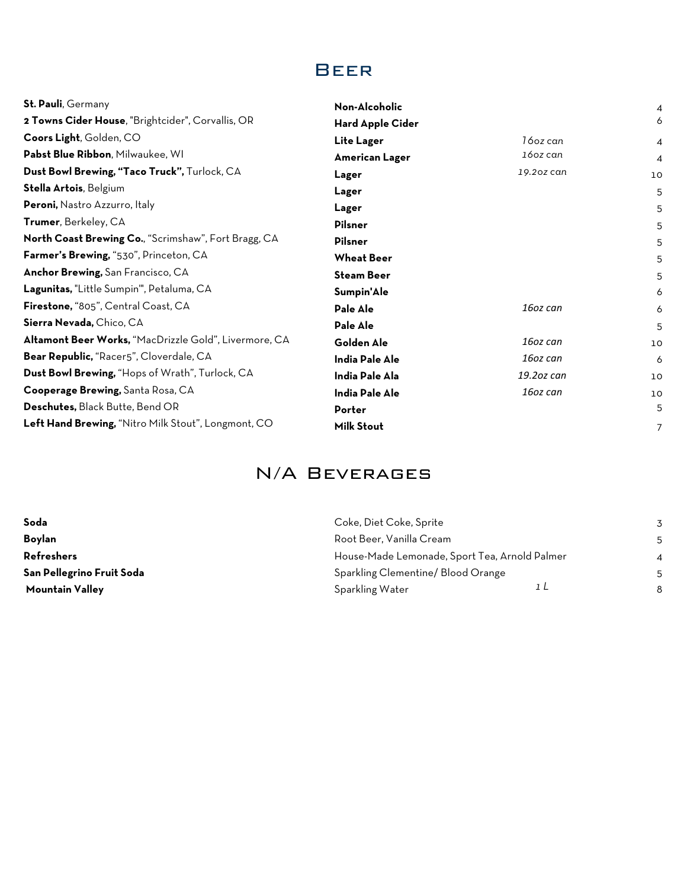## Beer

| | | | |
|---|---|---|---|
| **St. Pauli**, Germany | **Non-Alcoholic** | | 4 |
| **2 Towns Cider House**, "Brightcider", Corvallis, OR | **Hard Apple Cider** | | 6 |
| **Coors Light**, Golden, CO | **Lite Lager** | *16oz can* | 4 |
| **Pabst Blue Ribbon**, Milwaukee, WI | **American Lager** | *16oz can* | 4 |
| **Dust Bowl Brewing, "Taco Truck",** Turlock, CA | **Lager** | *19.2oz can* | 10 |
| **Stella Artois**, Belgium | **Lager** | | 5 |
| **Peroni,** Nastro Azzurro, Italy | **Lager** | | 5 |
| **Trumer**, Berkeley, CA | **Pilsner** | | 5 |
| **North Coast Brewing Co.**, "Scrimshaw", Fort Bragg, CA | **Pilsner** | | 5 |
| **Farmer's Brewing,** "530", Princeton, CA | **Wheat Beer** | | 5 |
| **Anchor Brewing,** San Francisco, CA | **Steam Beer** | | 5 |
| **Lagunitas,** "Little Sumpin'", Petaluma, CA | **Sumpin'Ale** | | 6 |
| **Firestone,** "805", Central Coast, CA | **Pale Ale** | *16oz can* | 6 |
| **Sierra Nevada,** Chico, CA | **Pale Ale** | | 5 |
| **Altamont Beer Works,** "MacDrizzle Gold", Livermore, CA | **Golden Ale** | *16oz can* | 10 |
| **Bear Republic,** "Racer5", Cloverdale, CA | **India Pale Ale** | *16oz can* | 6 |
| **Dust Bowl Brewing,** "Hops of Wrath", Turlock, CA | **India Pale Ala** | *19.2oz can* | 10 |
| **Cooperage Brewing,** Santa Rosa, CA | **India Pale Ale** | *16oz can* | 10 |
| **Deschutes,** Black Butte, Bend OR | **Porter** | | 5 |
| **Left Hand Brewing,** "Nitro Milk Stout", Longmont, CO | **Milk Stout** | | 7 |

## N/A Beverages

| | | | |
|---|---|---|---|
| **Soda** | Coke, Diet Coke, Sprite | | 3 |
| **Boylan** | Root Beer, Vanilla Cream | | 5 |
| **Refreshers** | House-Made Lemonade, Sport Tea, Arnold Palmer | | 4 |
| **San Pellegrino Fruit Soda** | Sparkling Clementine/ Blood Orange | | 5 |
| **Mountain Valley** | Sparkling Water | *1 L* | 8 |